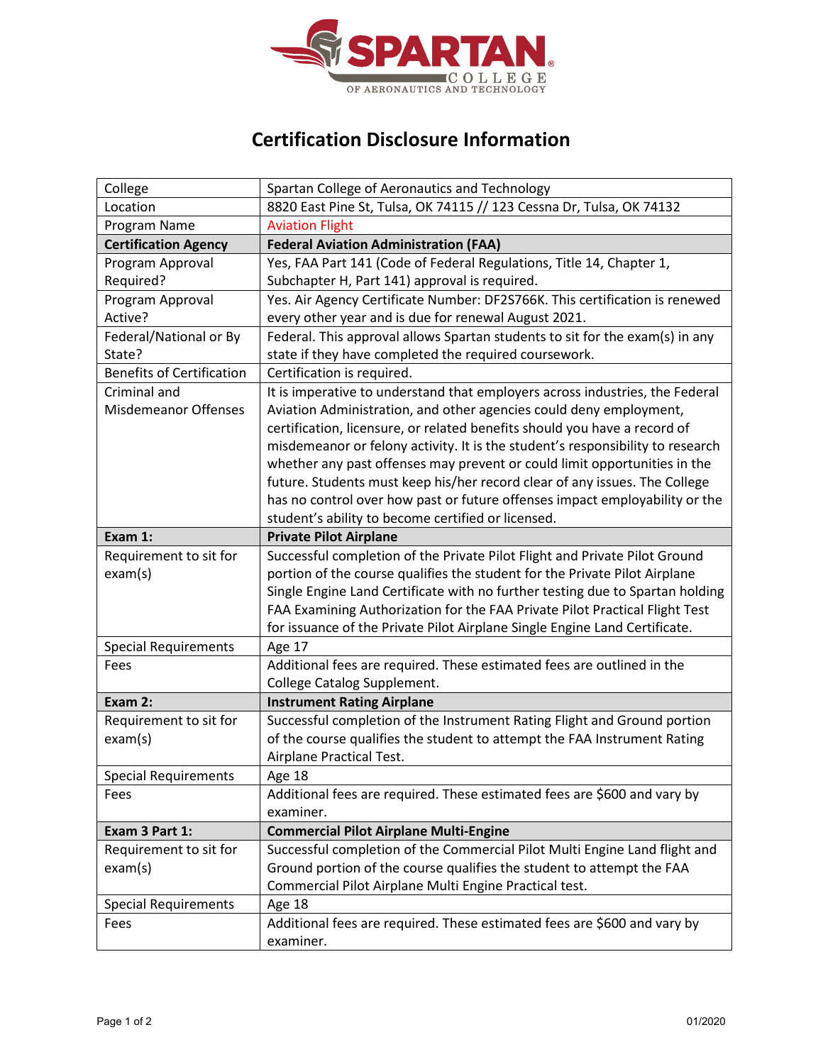# Certification Disclosure Information

| College | Spartan College of Aeronautics and Technology |
| --- | --- |
| Location | 8820 East Pine St, Tulsa, OK 74115 // 123 Cessna Dr, Tulsa, OK 74132 |
| Program Name | Aviation Flight |
| **Certification Agency** | **Federal Aviation Administration (FAA)** |
| Program Approval Required? | Yes, FAA Part 141 (Code of Federal Regulations, Title 14, Chapter 1, Subchapter H, Part 141) approval is required. |
| Program Approval Active? | Yes. Air Agency Certificate Number: DF2S766K. This certification is renewed every other year and is due for renewal August 2021. |
| Federal/National or By State? | Federal. This approval allows Spartan students to sit for the exam(s) in any state if they have completed the required coursework. |
| Benefits of Certification | Certification is required. |
| Criminal and Misdemeanor Offenses | It is imperative to understand that employers across industries, the Federal Aviation Administration, and other agencies could deny employment, certification, licensure, or related benefits should you have a record of misdemeanor or felony activity. It is the student's responsibility to research whether any past offenses may prevent or could limit opportunities in the future. Students must keep his/her record clear of any issues. The College has no control over how past or future offenses impact employability or the student's ability to become certified or licensed. |
| **Exam 1:** | **Private Pilot Airplane** |
| Requirement to sit for exam(s) | Successful completion of the Private Pilot Flight and Private Pilot Ground portion of the course qualifies the student for the Private Pilot Airplane Single Engine Land Certificate with no further testing due to Spartan holding FAA Examining Authorization for the FAA Private Pilot Practical Flight Test for issuance of the Private Pilot Airplane Single Engine Land Certificate. |
| Special Requirements | Age 17 |
| Fees | Additional fees are required. These estimated fees are outlined in the College Catalog Supplement. |
| **Exam 2:** | **Instrument Rating Airplane** |
| Requirement to sit for exam(s) | Successful completion of the Instrument Rating Flight and Ground portion of the course qualifies the student to attempt the FAA Instrument Rating Airplane Practical Test. |
| Special Requirements | Age 18 |
| Fees | Additional fees are required. These estimated fees are $600 and vary by examiner. |
| **Exam 3 Part 1:** | **Commercial Pilot Airplane Multi-Engine** |
| Requirement to sit for exam(s) | Successful completion of the Commercial Pilot Multi Engine Land flight and Ground portion of the course qualifies the student to attempt the FAA Commercial Pilot Airplane Multi Engine Practical test. |
| Special Requirements | Age 18 |
| Fees | Additional fees are required. These estimated fees are $600 and vary by examiner. |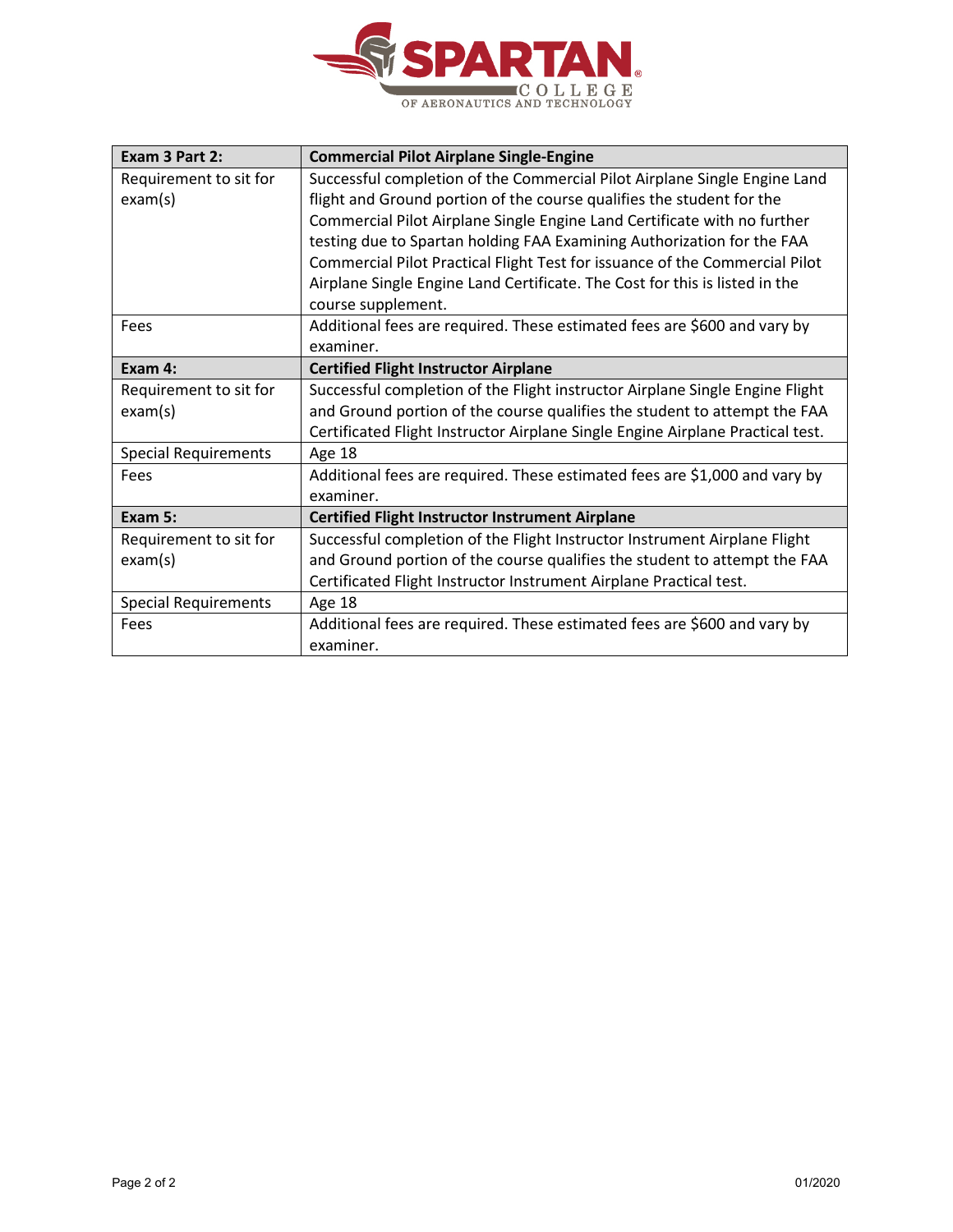| Exam 3 Part 2: | Commercial Pilot Airplane Single-Engine |
|---|---|
| Requirement to sit for exam(s) | Successful completion of the Commercial Pilot Airplane Single Engine Land flight and Ground portion of the course qualifies the student for the Commercial Pilot Airplane Single Engine Land Certificate with no further testing due to Spartan holding FAA Examining Authorization for the FAA Commercial Pilot Practical Flight Test for issuance of the Commercial Pilot Airplane Single Engine Land Certificate. The Cost for this is listed in the course supplement. |
| Fees | Additional fees are required. These estimated fees are $600 and vary by examiner. |
| **Exam 4:** | **Certified Flight Instructor Airplane** |
| Requirement to sit for exam(s) | Successful completion of the Flight instructor Airplane Single Engine Flight and Ground portion of the course qualifies the student to attempt the FAA Certificated Flight Instructor Airplane Single Engine Airplane Practical test. |
| Special Requirements | Age 18 |
| Fees | Additional fees are required. These estimated fees are $1,000 and vary by examiner. |
| **Exam 5:** | **Certified Flight Instructor Instrument Airplane** |
| Requirement to sit for exam(s) | Successful completion of the Flight Instructor Instrument Airplane Flight and Ground portion of the course qualifies the student to attempt the FAA Certificated Flight Instructor Instrument Airplane Practical test. |
| Special Requirements | Age 18 |
| Fees | Additional fees are required. These estimated fees are $600 and vary by examiner. |

01/2020